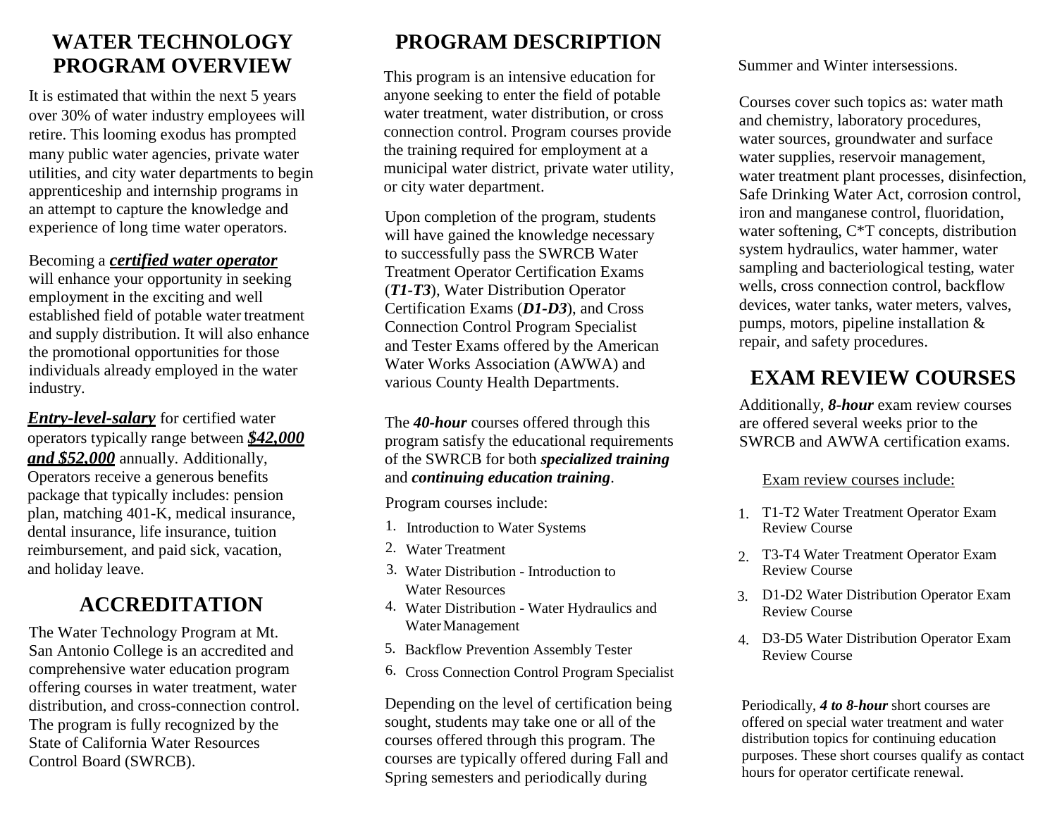# WATER TECHNOLOGY PROGRAM OVERVIEW

It is estimated that within the next 5 years over 30% of water industry employees will retire. This looming exodus has prompted many public water agencies, private water utilities, and city water departments to begin apprenticeship and internship programs in an attempt to capture the knowledge and experience of long time water operators.

Becoming a ***certified water operator*** will enhance your opportunity in seeking employment in the exciting and well established field of potable water treatment and supply distribution. It will also enhance the promotional opportunities for those individuals already employed in the water industry.

***Entry-level-salary*** for certified water operators typically range between ***$42,000 and $52,000*** annually. Additionally, Operators receive a generous benefits package that typically includes: pension plan, matching 401-K, medical insurance, dental insurance, life insurance, tuition reimbursement, and paid sick, vacation, and holiday leave.

## ACCREDITATION

The Water Technology Program at Mt. San Antonio College is an accredited and comprehensive water education program offering courses in water treatment, water distribution, and cross-connection control. The program is fully recognized by the State of California Water Resources Control Board (SWRCB).

# PROGRAM DESCRIPTION

This program is an intensive education for anyone seeking to enter the field of potable water treatment, water distribution, or cross connection control. Program courses provide the training required for employment at a municipal water district, private water utility, or city water department.

Upon completion of the program, students will have gained the knowledge necessary to successfully pass the SWRCB Water Treatment Operator Certification Exams (***T1-T3***), Water Distribution Operator Certification Exams (***D1-D3***), and Cross Connection Control Program Specialist and Tester Exams offered by the American Water Works Association (AWWA) and various County Health Departments.

The ***40-hour*** courses offered through this program satisfy the educational requirements of the SWRCB for both ***specialized training*** and ***continuing education training***.

Program courses include:

1. Introduction to Water Systems
2. Water Treatment
3. Water Distribution - Introduction to Water Resources
4. Water Distribution - Water Hydraulics and Water Management
5. Backflow Prevention Assembly Tester
6. Cross Connection Control Program Specialist

Depending on the level of certification being sought, students may take one or all of the courses offered through this program. The courses are typically offered during Fall and Spring semesters and periodically during Summer and Winter intersessions.

Courses cover such topics as: water math and chemistry, laboratory procedures, water sources, groundwater and surface water supplies, reservoir management, water treatment plant processes, disinfection, Safe Drinking Water Act, corrosion control, iron and manganese control, fluoridation, water softening, C*T concepts, distribution system hydraulics, water hammer, water sampling and bacteriological testing, water wells, cross connection control, backflow devices, water tanks, water meters, valves, pumps, motors, pipeline installation & repair, and safety procedures.

## EXAM REVIEW COURSES

Additionally, ***8-hour*** exam review courses are offered several weeks prior to the SWRCB and AWWA certification exams.

Exam review courses include:

1. T1-T2 Water Treatment Operator Exam Review Course
2. T3-T4 Water Treatment Operator Exam Review Course
3. D1-D2 Water Distribution Operator Exam Review Course
4. D3-D5 Water Distribution Operator Exam Review Course

Periodically, ***4 to 8-hour*** short courses are offered on special water treatment and water distribution topics for continuing education purposes. These short courses qualify as contact hours for operator certificate renewal.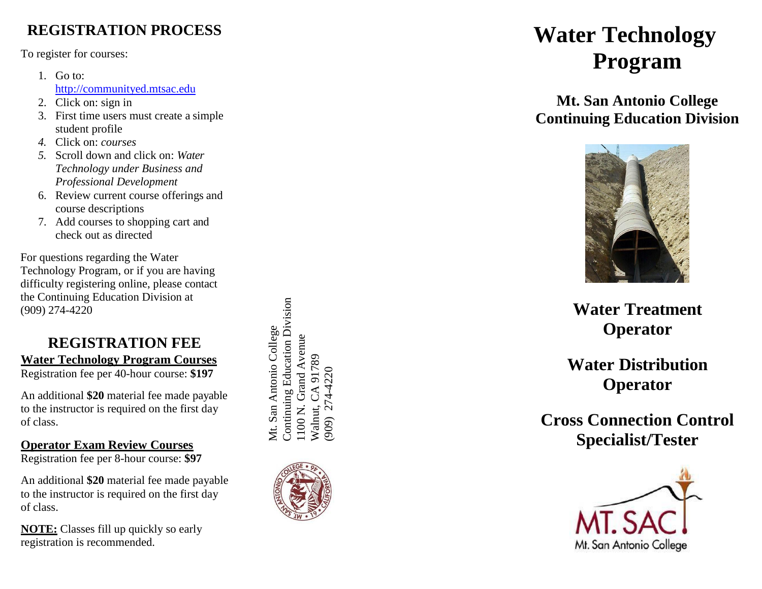## REGISTRATION PROCESS

To register for courses:

1. Go to: http://communityed.mtsac.edu
2. Click on: sign in
3. First time users must create a simple student profile
4. Click on: *courses*
5. Scroll down and click on: *Water Technology under Business and Professional Development*
6. Review current course offerings and course descriptions
7. Add courses to shopping cart and check out as directed

For questions regarding the Water Technology Program, or if you are having difficulty registering online, please contact the Continuing Education Division at (909) 274-4220

## REGISTRATION FEE

**Water Technology Program Courses**

Registration fee per 40-hour course: **$197**

An additional **$20** material fee made payable to the instructor is required on the first day of class.

**Operator Exam Review Courses**

Registration fee per 8-hour course: **$97**

An additional **$20** material fee made payable to the instructor is required on the first day of class.

**NOTE:** Classes fill up quickly so early registration is recommended.

Mt. San Antonio College
Continuing Education Division
1100 N. Grand Avenue
Walnut, CA 91789
(909) 274-4220

# Water Technology Program

## Mt. San Antonio College Continuing Education Division

## Water Treatment Operator

## Water Distribution Operator

## Cross Connection Control Specialist/Tester

MT. SAC
Mt. San Antonio College